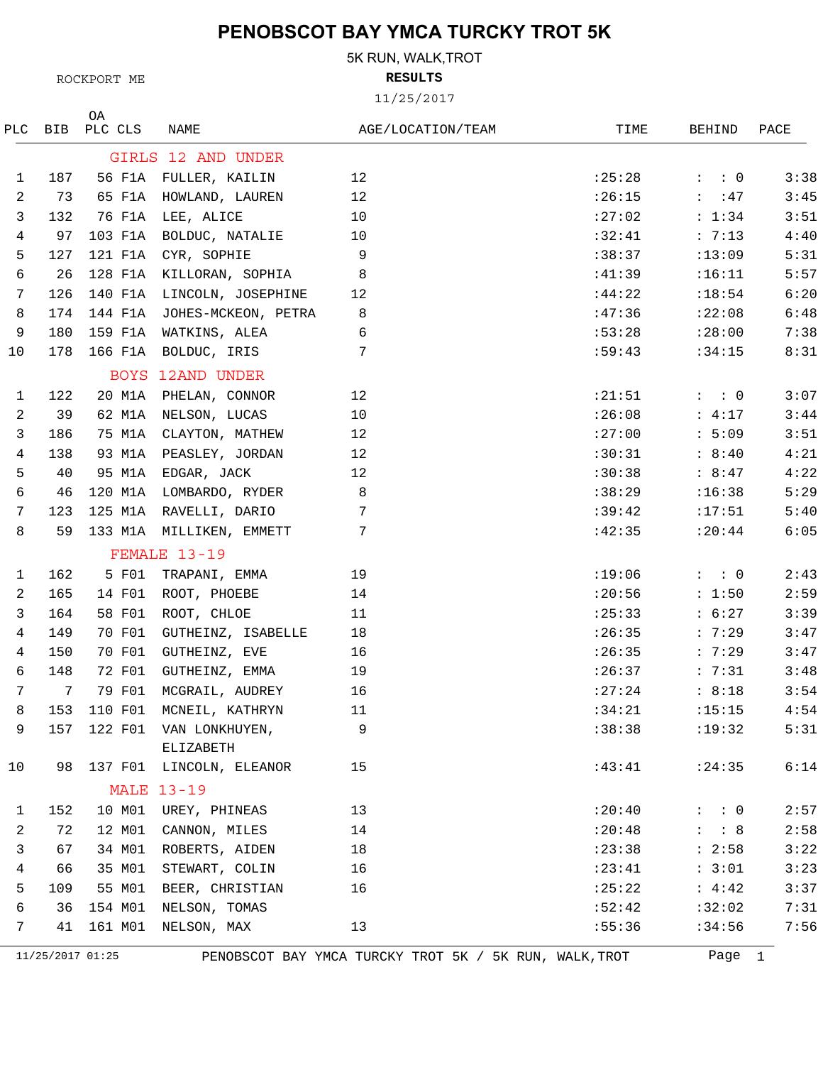# PENOBSCOT BAY YMCA TURCKY TROT 5K

5K RUN, WALK,TROT

ROCKPORT ME

**RESULTS**

11/25/2017

| PLC | BIB | OA PLC | CLS | NAME | AGE/LOCATION/TEAM | TIME | BEHIND | PACE |
|---|---|---|---|---|---|---|---|---|
| | | | | **GIRLS 12 AND UNDER** | | | | |
| 1 | 187 | 56 | F1A | FULLER, KAILIN | 12 | :25:28 | : : 0 | 3:38 |
| 2 | 73 | 65 | F1A | HOWLAND, LAUREN | 12 | :26:15 | : :47 | 3:45 |
| 3 | 132 | 76 | F1A | LEE, ALICE | 10 | :27:02 | : 1:34 | 3:51 |
| 4 | 97 | 103 | F1A | BOLDUC, NATALIE | 10 | :32:41 | : 7:13 | 4:40 |
| 5 | 127 | 121 | F1A | CYR, SOPHIE | 9 | :38:37 | :13:09 | 5:31 |
| 6 | 26 | 128 | F1A | KILLORAN, SOPHIA | 8 | :41:39 | :16:11 | 5:57 |
| 7 | 126 | 140 | F1A | LINCOLN, JOSEPHINE | 12 | :44:22 | :18:54 | 6:20 |
| 8 | 174 | 144 | F1A | JOHES-MCKEON, PETRA | 8 | :47:36 | :22:08 | 6:48 |
| 9 | 180 | 159 | F1A | WATKINS, ALEA | 6 | :53:28 | :28:00 | 7:38 |
| 10 | 178 | 166 | F1A | BOLDUC, IRIS | 7 | :59:43 | :34:15 | 8:31 |
| | | | | **BOYS 12AND UNDER** | | | | |
| 1 | 122 | 20 | M1A | PHELAN, CONNOR | 12 | :21:51 | : : 0 | 3:07 |
| 2 | 39 | 62 | M1A | NELSON, LUCAS | 10 | :26:08 | : 4:17 | 3:44 |
| 3 | 186 | 75 | M1A | CLAYTON, MATHEW | 12 | :27:00 | : 5:09 | 3:51 |
| 4 | 138 | 93 | M1A | PEASLEY, JORDAN | 12 | :30:31 | : 8:40 | 4:21 |
| 5 | 40 | 95 | M1A | EDGAR, JACK | 12 | :30:38 | : 8:47 | 4:22 |
| 6 | 46 | 120 | M1A | LOMBARDO, RYDER | 8 | :38:29 | :16:38 | 5:29 |
| 7 | 123 | 125 | M1A | RAVELLI, DARIO | 7 | :39:42 | :17:51 | 5:40 |
| 8 | 59 | 133 | M1A | MILLIKEN, EMMETT | 7 | :42:35 | :20:44 | 6:05 |
| | | | | **FEMALE 13-19** | | | | |
| 1 | 162 | 5 | F01 | TRAPANI, EMMA | 19 | :19:06 | : : 0 | 2:43 |
| 2 | 165 | 14 | F01 | ROOT, PHOEBE | 14 | :20:56 | : 1:50 | 2:59 |
| 3 | 164 | 58 | F01 | ROOT, CHLOE | 11 | :25:33 | : 6:27 | 3:39 |
| 4 | 149 | 70 | F01 | GUTHEINZ, ISABELLE | 18 | :26:35 | : 7:29 | 3:47 |
| 4 | 150 | 70 | F01 | GUTHEINZ, EVE | 16 | :26:35 | : 7:29 | 3:47 |
| 6 | 148 | 72 | F01 | GUTHEINZ, EMMA | 19 | :26:37 | : 7:31 | 3:48 |
| 7 | 7 | 79 | F01 | MCGRAIL, AUDREY | 16 | :27:24 | : 8:18 | 3:54 |
| 8 | 153 | 110 | F01 | MCNEIL, KATHRYN | 11 | :34:21 | :15:15 | 4:54 |
| 9 | 157 | 122 | F01 | VAN LONKHUYEN, ELIZABETH | 9 | :38:38 | :19:32 | 5:31 |
| 10 | 98 | 137 | F01 | LINCOLN, ELEANOR | 15 | :43:41 | :24:35 | 6:14 |
| | | | | **MALE 13-19** | | | | |
| 1 | 152 | 10 | M01 | UREY, PHINEAS | 13 | :20:40 | : : 0 | 2:57 |
| 2 | 72 | 12 | M01 | CANNON, MILES | 14 | :20:48 | : : 8 | 2:58 |
| 3 | 67 | 34 | M01 | ROBERTS, AIDEN | 18 | :23:38 | : 2:58 | 3:22 |
| 4 | 66 | 35 | M01 | STEWART, COLIN | 16 | :23:41 | : 3:01 | 3:23 |
| 5 | 109 | 55 | M01 | BEER, CHRISTIAN | 16 | :25:22 | : 4:42 | 3:37 |
| 6 | 36 | 154 | M01 | NELSON, TOMAS | | :52:42 | :32:02 | 7:31 |
| 7 | 41 | 161 | M01 | NELSON, MAX | 13 | :55:36 | :34:56 | 7:56 |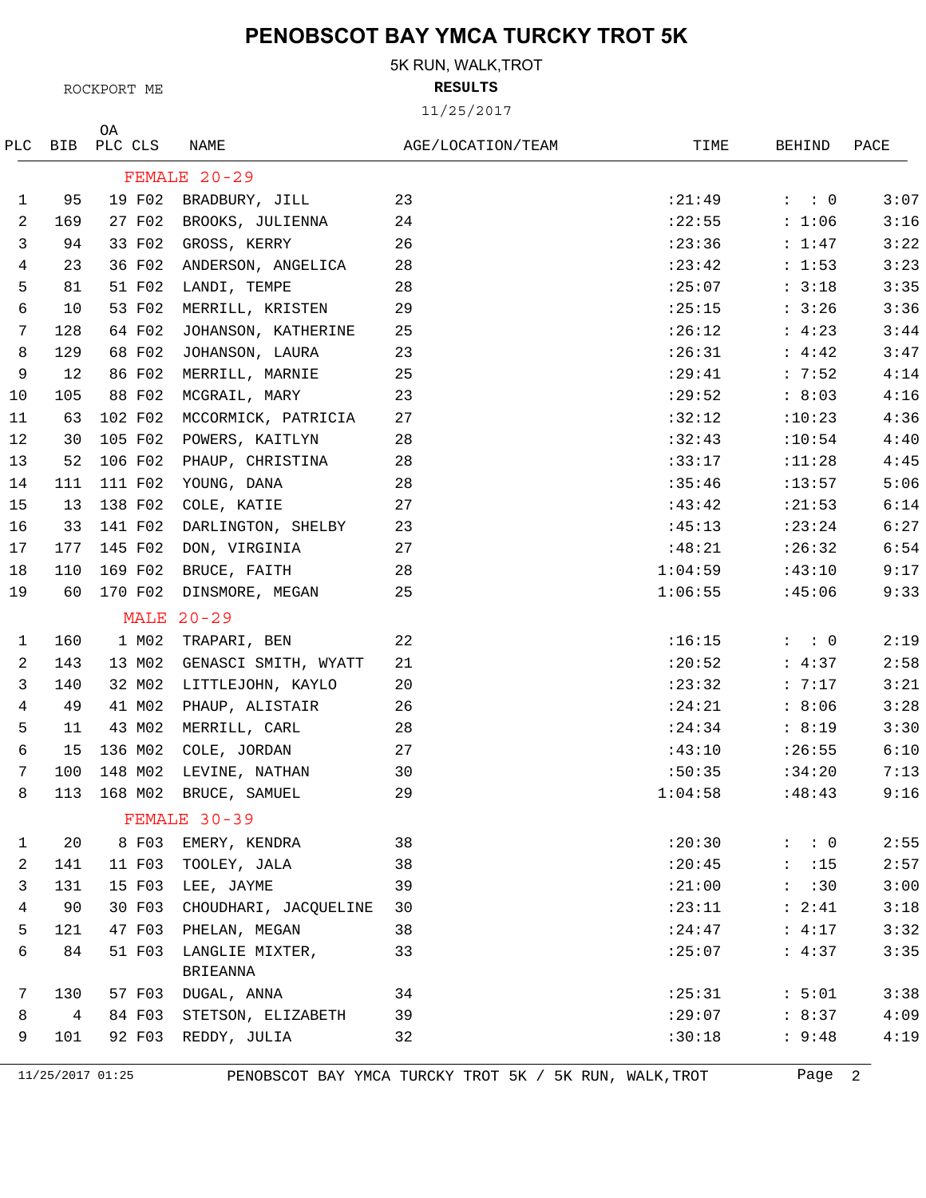# PENOBSCOT BAY YMCA TURCKY TROT 5K

5K RUN, WALK,TROT

ROCKPORT ME

**RESULTS**

11/25/2017

| PLC | BIB | OA PLC | CLS | NAME | AGE/LOCATION/TEAM | TIME | BEHIND | PACE |
|---|---|---|---|---|---|---|---|---|
| | | | | **FEMALE 20-29** | | | | |
| 1 | 95 | 19 | F02 | BRADBURY, JILL | 23 | :21:49 | : : 0 | 3:07 |
| 2 | 169 | 27 | F02 | BROOKS, JULIENNA | 24 | :22:55 | : 1:06 | 3:16 |
| 3 | 94 | 33 | F02 | GROSS, KERRY | 26 | :23:36 | : 1:47 | 3:22 |
| 4 | 23 | 36 | F02 | ANDERSON, ANGELICA | 28 | :23:42 | : 1:53 | 3:23 |
| 5 | 81 | 51 | F02 | LANDI, TEMPE | 28 | :25:07 | : 3:18 | 3:35 |
| 6 | 10 | 53 | F02 | MERRILL, KRISTEN | 29 | :25:15 | : 3:26 | 3:36 |
| 7 | 128 | 64 | F02 | JOHANSON, KATHERINE | 25 | :26:12 | : 4:23 | 3:44 |
| 8 | 129 | 68 | F02 | JOHANSON, LAURA | 23 | :26:31 | : 4:42 | 3:47 |
| 9 | 12 | 86 | F02 | MERRILL, MARNIE | 25 | :29:41 | : 7:52 | 4:14 |
| 10 | 105 | 88 | F02 | MCGRAIL, MARY | 23 | :29:52 | : 8:03 | 4:16 |
| 11 | 63 | 102 | F02 | MCCORMICK, PATRICIA | 27 | :32:12 | :10:23 | 4:36 |
| 12 | 30 | 105 | F02 | POWERS, KAITLYN | 28 | :32:43 | :10:54 | 4:40 |
| 13 | 52 | 106 | F02 | PHAUP, CHRISTINA | 28 | :33:17 | :11:28 | 4:45 |
| 14 | 111 | 111 | F02 | YOUNG, DANA | 28 | :35:46 | :13:57 | 5:06 |
| 15 | 13 | 138 | F02 | COLE, KATIE | 27 | :43:42 | :21:53 | 6:14 |
| 16 | 33 | 141 | F02 | DARLINGTON, SHELBY | 23 | :45:13 | :23:24 | 6:27 |
| 17 | 177 | 145 | F02 | DON, VIRGINIA | 27 | :48:21 | :26:32 | 6:54 |
| 18 | 110 | 169 | F02 | BRUCE, FAITH | 28 | 1:04:59 | :43:10 | 9:17 |
| 19 | 60 | 170 | F02 | DINSMORE, MEGAN | 25 | 1:06:55 | :45:06 | 9:33 |
| | | | | **MALE 20-29** | | | | |
| 1 | 160 | 1 | M02 | TRAPARI, BEN | 22 | :16:15 | : : 0 | 2:19 |
| 2 | 143 | 13 | M02 | GENASCI SMITH, WYATT | 21 | :20:52 | : 4:37 | 2:58 |
| 3 | 140 | 32 | M02 | LITTLEJOHN, KAYLO | 20 | :23:32 | : 7:17 | 3:21 |
| 4 | 49 | 41 | M02 | PHAUP, ALISTAIR | 26 | :24:21 | : 8:06 | 3:28 |
| 5 | 11 | 43 | M02 | MERRILL, CARL | 28 | :24:34 | : 8:19 | 3:30 |
| 6 | 15 | 136 | M02 | COLE, JORDAN | 27 | :43:10 | :26:55 | 6:10 |
| 7 | 100 | 148 | M02 | LEVINE, NATHAN | 30 | :50:35 | :34:20 | 7:13 |
| 8 | 113 | 168 | M02 | BRUCE, SAMUEL | 29 | 1:04:58 | :48:43 | 9:16 |
| | | | | **FEMALE 30-39** | | | | |
| 1 | 20 | 8 | F03 | EMERY, KENDRA | 38 | :20:30 | : : 0 | 2:55 |
| 2 | 141 | 11 | F03 | TOOLEY, JALA | 38 | :20:45 | : :15 | 2:57 |
| 3 | 131 | 15 | F03 | LEE, JAYME | 39 | :21:00 | : :30 | 3:00 |
| 4 | 90 | 30 | F03 | CHOUDHARI, JACQUELINE | 30 | :23:11 | : 2:41 | 3:18 |
| 5 | 121 | 47 | F03 | PHELAN, MEGAN | 38 | :24:47 | : 4:17 | 3:32 |
| 6 | 84 | 51 | F03 | LANGLIE MIXTER, BRIEANNA | 33 | :25:07 | : 4:37 | 3:35 |
| 7 | 130 | 57 | F03 | DUGAL, ANNA | 34 | :25:31 | : 5:01 | 3:38 |
| 8 | 4 | 84 | F03 | STETSON, ELIZABETH | 39 | :29:07 | : 8:37 | 4:09 |
| 9 | 101 | 92 | F03 | REDDY, JULIA | 32 | :30:18 | : 9:48 | 4:19 |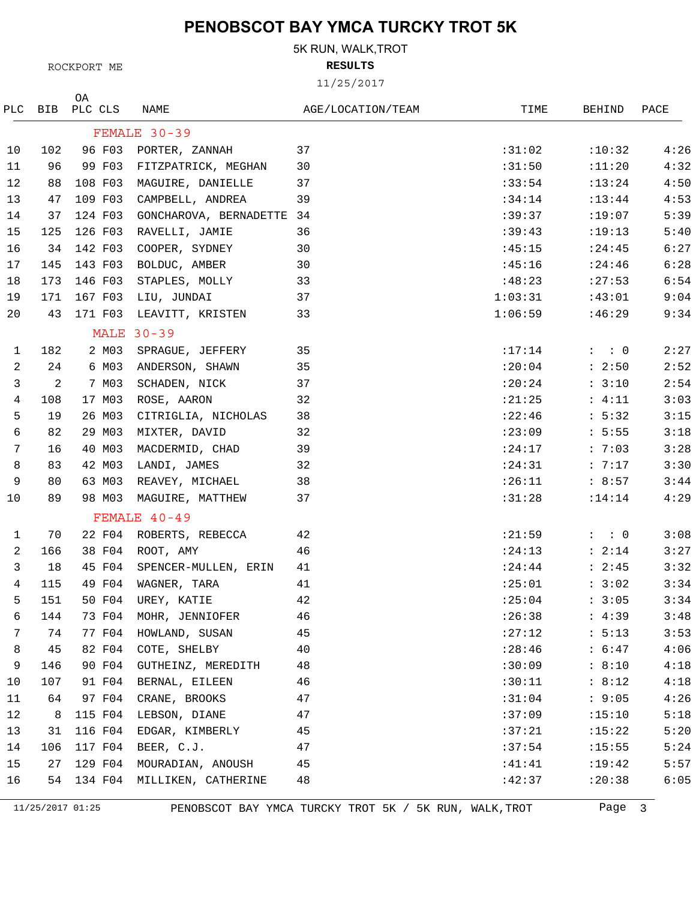# PENOBSCOT BAY YMCA TURCKY TROT 5K

5K RUN, WALK,TROT

ROCKPORT ME

**RESULTS**

11/25/2017

| PLC | BIB | OA PLC | CLS | NAME | AGE/LOCATION/TEAM | TIME | BEHIND | PACE |
|---|---|---|---|---|---|---|---|---|
| | | | | **FEMALE 30-39** | | | | |
| 10 | 102 | 96 | F03 | PORTER, ZANNAH | 37 | :31:02 | :10:32 | 4:26 |
| 11 | 96 | 99 | F03 | FITZPATRICK, MEGHAN | 30 | :31:50 | :11:20 | 4:32 |
| 12 | 88 | 108 | F03 | MAGUIRE, DANIELLE | 37 | :33:54 | :13:24 | 4:50 |
| 13 | 47 | 109 | F03 | CAMPBELL, ANDREA | 39 | :34:14 | :13:44 | 4:53 |
| 14 | 37 | 124 | F03 | GONCHAROVA, BERNADETTE | 34 | :39:37 | :19:07 | 5:39 |
| 15 | 125 | 126 | F03 | RAVELLI, JAMIE | 36 | :39:43 | :19:13 | 5:40 |
| 16 | 34 | 142 | F03 | COOPER, SYDNEY | 30 | :45:15 | :24:45 | 6:27 |
| 17 | 145 | 143 | F03 | BOLDUC, AMBER | 30 | :45:16 | :24:46 | 6:28 |
| 18 | 173 | 146 | F03 | STAPLES, MOLLY | 33 | :48:23 | :27:53 | 6:54 |
| 19 | 171 | 167 | F03 | LIU, JUNDAI | 37 | 1:03:31 | :43:01 | 9:04 |
| 20 | 43 | 171 | F03 | LEAVITT, KRISTEN | 33 | 1:06:59 | :46:29 | 9:34 |
| | | | | **MALE 30-39** | | | | |
| 1 | 182 | 2 | M03 | SPRAGUE, JEFFERY | 35 | :17:14 | : : 0 | 2:27 |
| 2 | 24 | 6 | M03 | ANDERSON, SHAWN | 35 | :20:04 | : 2:50 | 2:52 |
| 3 | 2 | 7 | M03 | SCHADEN, NICK | 37 | :20:24 | : 3:10 | 2:54 |
| 4 | 108 | 17 | M03 | ROSE, AARON | 32 | :21:25 | : 4:11 | 3:03 |
| 5 | 19 | 26 | M03 | CITRIGLIA, NICHOLAS | 38 | :22:46 | : 5:32 | 3:15 |
| 6 | 82 | 29 | M03 | MIXTER, DAVID | 32 | :23:09 | : 5:55 | 3:18 |
| 7 | 16 | 40 | M03 | MACDERMID, CHAD | 39 | :24:17 | : 7:03 | 3:28 |
| 8 | 83 | 42 | M03 | LANDI, JAMES | 32 | :24:31 | : 7:17 | 3:30 |
| 9 | 80 | 63 | M03 | REAVEY, MICHAEL | 38 | :26:11 | : 8:57 | 3:44 |
| 10 | 89 | 98 | M03 | MAGUIRE, MATTHEW | 37 | :31:28 | :14:14 | 4:29 |
| | | | | **FEMALE 40-49** | | | | |
| 1 | 70 | 22 | F04 | ROBERTS, REBECCA | 42 | :21:59 | : : 0 | 3:08 |
| 2 | 166 | 38 | F04 | ROOT, AMY | 46 | :24:13 | : 2:14 | 3:27 |
| 3 | 18 | 45 | F04 | SPENCER-MULLEN, ERIN | 41 | :24:44 | : 2:45 | 3:32 |
| 4 | 115 | 49 | F04 | WAGNER, TARA | 41 | :25:01 | : 3:02 | 3:34 |
| 5 | 151 | 50 | F04 | UREY, KATIE | 42 | :25:04 | : 3:05 | 3:34 |
| 6 | 144 | 73 | F04 | MOHR, JENNIOFER | 46 | :26:38 | : 4:39 | 3:48 |
| 7 | 74 | 77 | F04 | HOWLAND, SUSAN | 45 | :27:12 | : 5:13 | 3:53 |
| 8 | 45 | 82 | F04 | COTE, SHELBY | 40 | :28:46 | : 6:47 | 4:06 |
| 9 | 146 | 90 | F04 | GUTHEINZ, MEREDITH | 48 | :30:09 | : 8:10 | 4:18 |
| 10 | 107 | 91 | F04 | BERNAL, EILEEN | 46 | :30:11 | : 8:12 | 4:18 |
| 11 | 64 | 97 | F04 | CRANE, BROOKS | 47 | :31:04 | : 9:05 | 4:26 |
| 12 | 8 | 115 | F04 | LEBSON, DIANE | 47 | :37:09 | :15:10 | 5:18 |
| 13 | 31 | 116 | F04 | EDGAR, KIMBERLY | 45 | :37:21 | :15:22 | 5:20 |
| 14 | 106 | 117 | F04 | BEER, C.J. | 47 | :37:54 | :15:55 | 5:24 |
| 15 | 27 | 129 | F04 | MOURADIAN, ANOUSH | 45 | :41:41 | :19:42 | 5:57 |
| 16 | 54 | 134 | F04 | MILLIKEN, CATHERINE | 48 | :42:37 | :20:38 | 6:05 |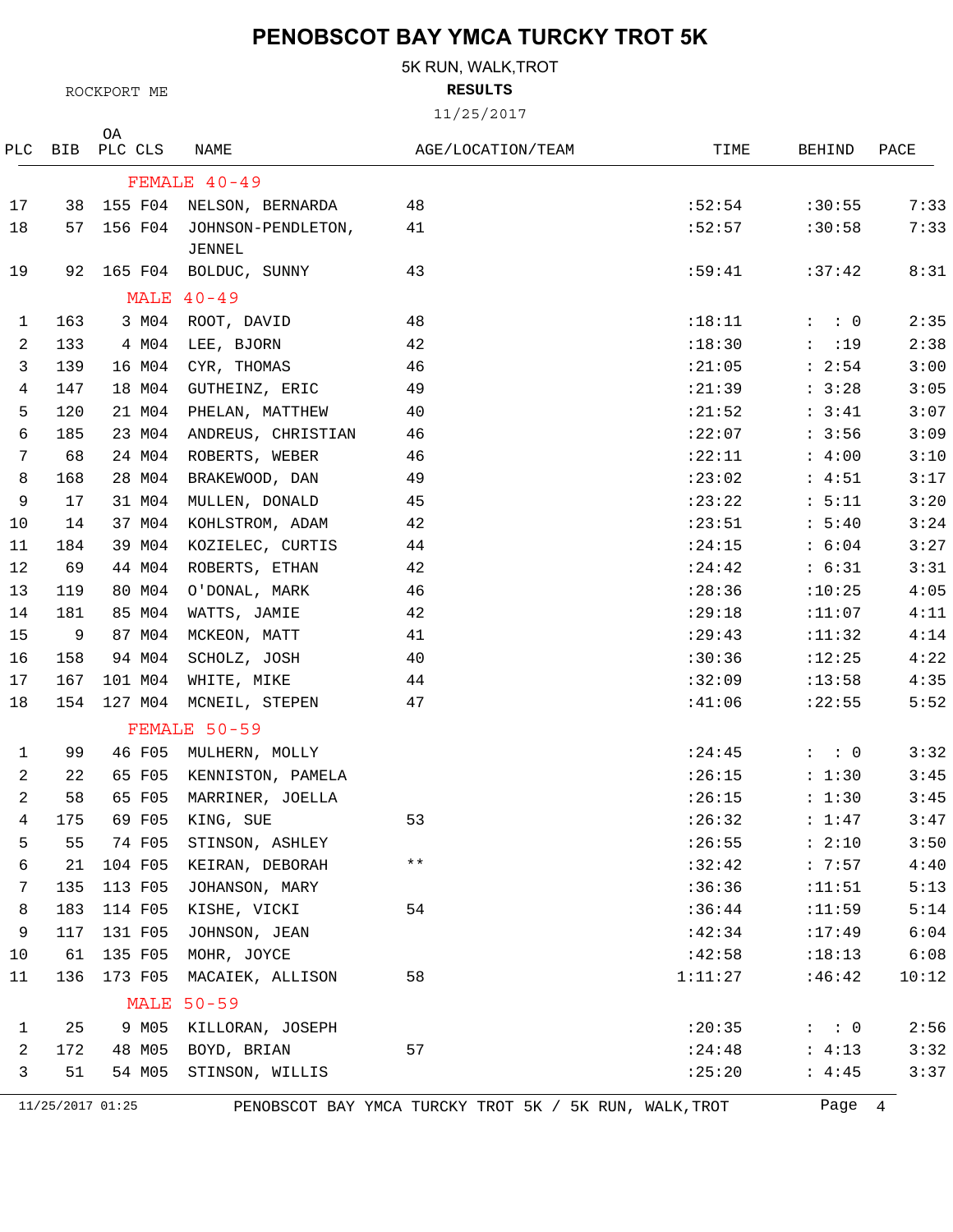# PENOBSCOT BAY YMCA TURCKY TROT 5K

5K RUN, WALK,TROT

ROCKPORT ME

**RESULTS**

11/25/2017

| PLC | BIB | OA PLC | CLS | NAME | AGE/LOCATION/TEAM | TIME | BEHIND | PACE |
|---|---|---|---|---|---|---|---|---|
| | | | | **FEMALE 40-49** | | | | |
| 17 | 38 | 155 | F04 | NELSON, BERNARDA | 48 | :52:54 | :30:55 | 7:33 |
| 18 | 57 | 156 | F04 | JOHNSON-PENDLETON, JENNEL | 41 | :52:57 | :30:58 | 7:33 |
| 19 | 92 | 165 | F04 | BOLDUC, SUNNY | 43 | :59:41 | :37:42 | 8:31 |
| | | | | **MALE 40-49** | | | | |
| 1 | 163 | 3 | M04 | ROOT, DAVID | 48 | :18:11 | : : 0 | 2:35 |
| 2 | 133 | 4 | M04 | LEE, BJORN | 42 | :18:30 | : :19 | 2:38 |
| 3 | 139 | 16 | M04 | CYR, THOMAS | 46 | :21:05 | : 2:54 | 3:00 |
| 4 | 147 | 18 | M04 | GUTHEINZ, ERIC | 49 | :21:39 | : 3:28 | 3:05 |
| 5 | 120 | 21 | M04 | PHELAN, MATTHEW | 40 | :21:52 | : 3:41 | 3:07 |
| 6 | 185 | 23 | M04 | ANDREUS, CHRISTIAN | 46 | :22:07 | : 3:56 | 3:09 |
| 7 | 68 | 24 | M04 | ROBERTS, WEBER | 46 | :22:11 | : 4:00 | 3:10 |
| 8 | 168 | 28 | M04 | BRAKEWOOD, DAN | 49 | :23:02 | : 4:51 | 3:17 |
| 9 | 17 | 31 | M04 | MULLEN, DONALD | 45 | :23:22 | : 5:11 | 3:20 |
| 10 | 14 | 37 | M04 | KOHLSTROM, ADAM | 42 | :23:51 | : 5:40 | 3:24 |
| 11 | 184 | 39 | M04 | KOZIELEC, CURTIS | 44 | :24:15 | : 6:04 | 3:27 |
| 12 | 69 | 44 | M04 | ROBERTS, ETHAN | 42 | :24:42 | : 6:31 | 3:31 |
| 13 | 119 | 80 | M04 | O'DONAL, MARK | 46 | :28:36 | :10:25 | 4:05 |
| 14 | 181 | 85 | M04 | WATTS, JAMIE | 42 | :29:18 | :11:07 | 4:11 |
| 15 | 9 | 87 | M04 | MCKEON, MATT | 41 | :29:43 | :11:32 | 4:14 |
| 16 | 158 | 94 | M04 | SCHOLZ, JOSH | 40 | :30:36 | :12:25 | 4:22 |
| 17 | 167 | 101 | M04 | WHITE, MIKE | 44 | :32:09 | :13:58 | 4:35 |
| 18 | 154 | 127 | M04 | MCNEIL, STEPEN | 47 | :41:06 | :22:55 | 5:52 |
| | | | | **FEMALE 50-59** | | | | |
| 1 | 99 | 46 | F05 | MULHERN, MOLLY | | :24:45 | : : 0 | 3:32 |
| 2 | 22 | 65 | F05 | KENNISTON, PAMELA | | :26:15 | : 1:30 | 3:45 |
| 2 | 58 | 65 | F05 | MARRINER, JOELLA | | :26:15 | : 1:30 | 3:45 |
| 4 | 175 | 69 | F05 | KING, SUE | 53 | :26:32 | : 1:47 | 3:47 |
| 5 | 55 | 74 | F05 | STINSON, ASHLEY | | :26:55 | : 2:10 | 3:50 |
| 6 | 21 | 104 | F05 | KEIRAN, DEBORAH | ** | :32:42 | : 7:57 | 4:40 |
| 7 | 135 | 113 | F05 | JOHANSON, MARY | | :36:36 | :11:51 | 5:13 |
| 8 | 183 | 114 | F05 | KISHE, VICKI | 54 | :36:44 | :11:59 | 5:14 |
| 9 | 117 | 131 | F05 | JOHNSON, JEAN | | :42:34 | :17:49 | 6:04 |
| 10 | 61 | 135 | F05 | MOHR, JOYCE | | :42:58 | :18:13 | 6:08 |
| 11 | 136 | 173 | F05 | MACAIEK, ALLISON | 58 | 1:11:27 | :46:42 | 10:12 |
| | | | | **MALE 50-59** | | | | |
| 1 | 25 | 9 | M05 | KILLORAN, JOSEPH | | :20:35 | : : 0 | 2:56 |
| 2 | 172 | 48 | M05 | BOYD, BRIAN | 57 | :24:48 | : 4:13 | 3:32 |
| 3 | 51 | 54 | M05 | STINSON, WILLIS | | :25:20 | : 4:45 | 3:37 |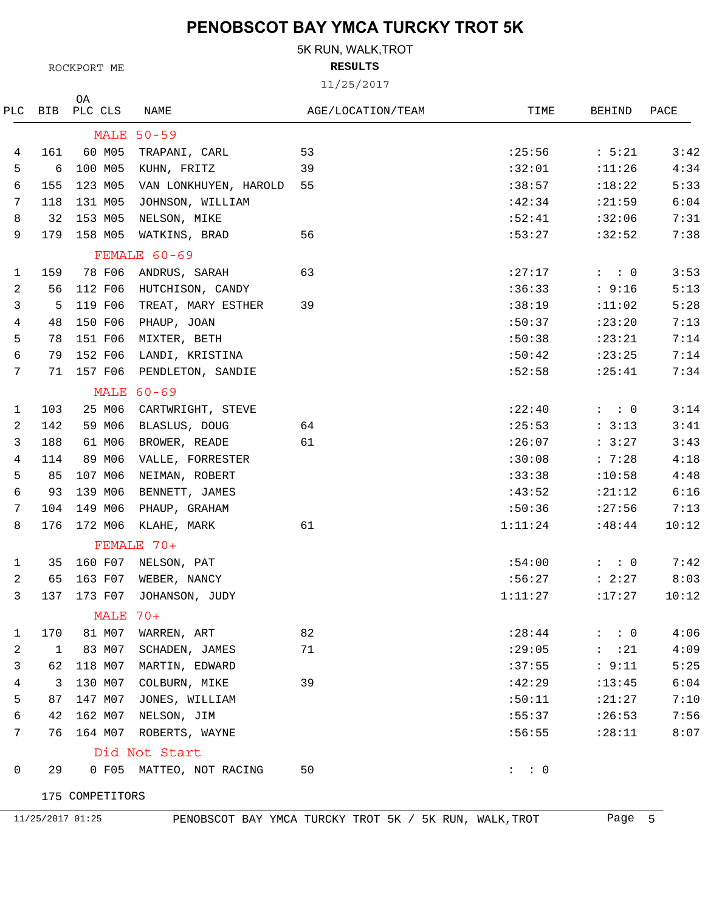# PENOBSCOT BAY YMCA TURCKY TROT 5K

5K RUN, WALK,TROT

ROCKPORT ME

**RESULTS**

11/25/2017

| PLC | BIB | OA PLC | CLS | NAME | AGE/LOCATION/TEAM | TIME | BEHIND | PACE |
|---|---|---|---|---|---|---|---|---|
| | | | | **MALE 50-59** | | | | |
| 4 | 161 | 60 | M05 | TRAPANI, CARL | 53 | :25:56 | : 5:21 | 3:42 |
| 5 | 6 | 100 | M05 | KUHN, FRITZ | 39 | :32:01 | :11:26 | 4:34 |
| 6 | 155 | 123 | M05 | VAN LONKHUYEN, HAROLD | 55 | :38:57 | :18:22 | 5:33 |
| 7 | 118 | 131 | M05 | JOHNSON, WILLIAM | | :42:34 | :21:59 | 6:04 |
| 8 | 32 | 153 | M05 | NELSON, MIKE | | :52:41 | :32:06 | 7:31 |
| 9 | 179 | 158 | M05 | WATKINS, BRAD | 56 | :53:27 | :32:52 | 7:38 |
| | | | | **FEMALE 60-69** | | | | |
| 1 | 159 | 78 | F06 | ANDRUS, SARAH | 63 | :27:17 | : : 0 | 3:53 |
| 2 | 56 | 112 | F06 | HUTCHISON, CANDY | | :36:33 | : 9:16 | 5:13 |
| 3 | 5 | 119 | F06 | TREAT, MARY ESTHER | 39 | :38:19 | :11:02 | 5:28 |
| 4 | 48 | 150 | F06 | PHAUP, JOAN | | :50:37 | :23:20 | 7:13 |
| 5 | 78 | 151 | F06 | MIXTER, BETH | | :50:38 | :23:21 | 7:14 |
| 6 | 79 | 152 | F06 | LANDI, KRISTINA | | :50:42 | :23:25 | 7:14 |
| 7 | 71 | 157 | F06 | PENDLETON, SANDIE | | :52:58 | :25:41 | 7:34 |
| | | | | **MALE 60-69** | | | | |
| 1 | 103 | 25 | M06 | CARTWRIGHT, STEVE | | :22:40 | : : 0 | 3:14 |
| 2 | 142 | 59 | M06 | BLASLUS, DOUG | 64 | :25:53 | : 3:13 | 3:41 |
| 3 | 188 | 61 | M06 | BROWER, READE | 61 | :26:07 | : 3:27 | 3:43 |
| 4 | 114 | 89 | M06 | VALLE, FORRESTER | | :30:08 | : 7:28 | 4:18 |
| 5 | 85 | 107 | M06 | NEIMAN, ROBERT | | :33:38 | :10:58 | 4:48 |
| 6 | 93 | 139 | M06 | BENNETT, JAMES | | :43:52 | :21:12 | 6:16 |
| 7 | 104 | 149 | M06 | PHAUP, GRAHAM | | :50:36 | :27:56 | 7:13 |
| 8 | 176 | 172 | M06 | KLAHE, MARK | 61 | 1:11:24 | :48:44 | 10:12 |
| | | | | **FEMALE 70+** | | | | |
| 1 | 35 | 160 | F07 | NELSON, PAT | | :54:00 | : : 0 | 7:42 |
| 2 | 65 | 163 | F07 | WEBER, NANCY | | :56:27 | : 2:27 | 8:03 |
| 3 | 137 | 173 | F07 | JOHANSON, JUDY | | 1:11:27 | :17:27 | 10:12 |
| | | | | **MALE 70+** | | | | |
| 1 | 170 | 81 | M07 | WARREN, ART | 82 | :28:44 | : : 0 | 4:06 |
| 2 | 1 | 83 | M07 | SCHADEN, JAMES | 71 | :29:05 | : :21 | 4:09 |
| 3 | 62 | 118 | M07 | MARTIN, EDWARD | | :37:55 | : 9:11 | 5:25 |
| 4 | 3 | 130 | M07 | COLBURN, MIKE | 39 | :42:29 | :13:45 | 6:04 |
| 5 | 87 | 147 | M07 | JONES, WILLIAM | | :50:11 | :21:27 | 7:10 |
| 6 | 42 | 162 | M07 | NELSON, JIM | | :55:37 | :26:53 | 7:56 |
| 7 | 76 | 164 | M07 | ROBERTS, WAYNE | | :56:55 | :28:11 | 8:07 |
| | | | | **Did Not Start** | | | | |
| 0 | 29 | 0 | F05 | MATTEO, NOT RACING | 50 | : : 0 | | |

175 COMPETITORS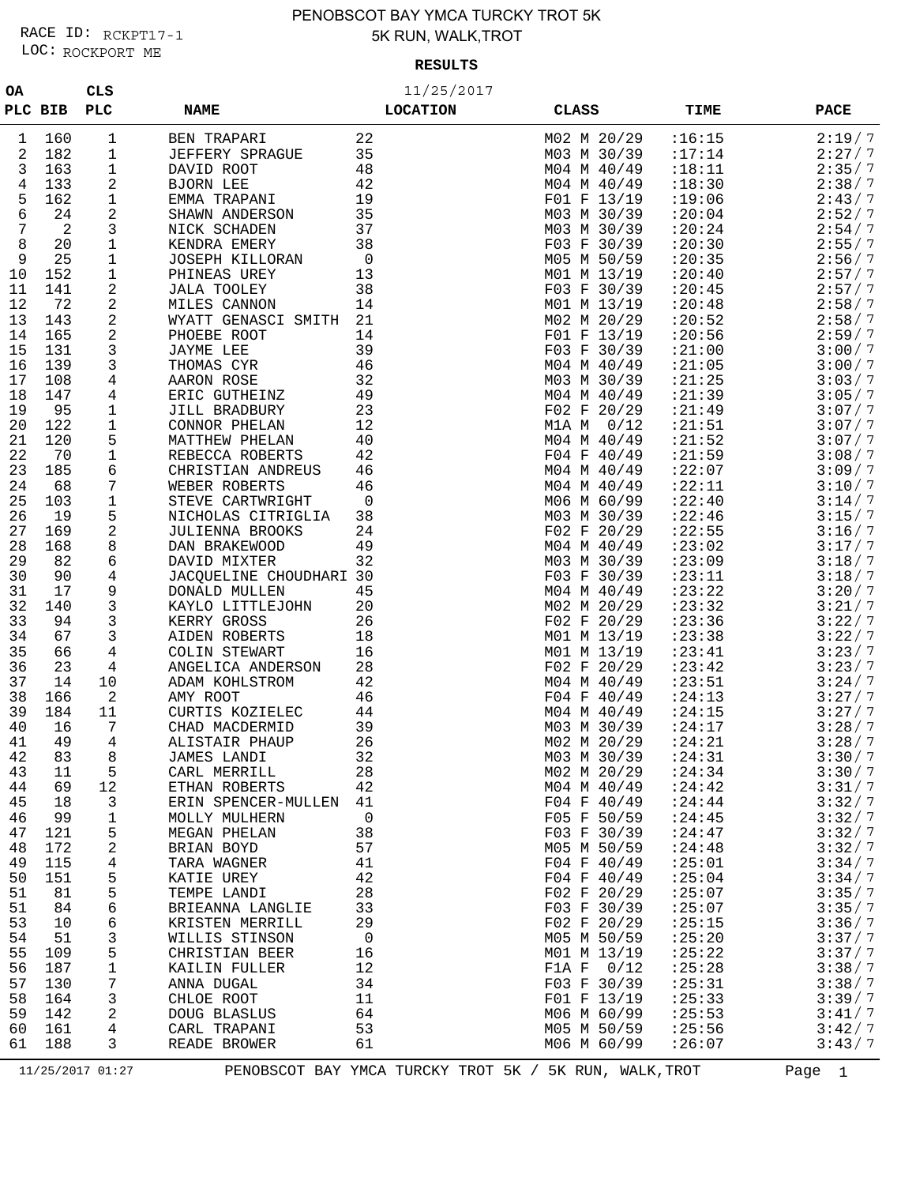# PENOBSCOT BAY YMCA TURCKY TROT 5K

5K RUN, WALK,TROT

RACE ID: RCKPT17-1

LOC: ROCKPORT ME

**RESULTS**

11/25/2017

| OA PLC | BIB | CLS PLC | NAME | | LOCATION | CLASS | TIME | PACE |
|---|---|---|---|---|---|---|---|---|
| 1 | 160 | 1 | BEN TRAPARI | 22 | | M02 M 20/29 | :16:15 | 2:19/ 7 |
| 2 | 182 | 1 | JEFFERY SPRAGUE | 35 | | M03 M 30/39 | :17:14 | 2:27/ 7 |
| 3 | 163 | 1 | DAVID ROOT | 48 | | M04 M 40/49 | :18:11 | 2:35/ 7 |
| 4 | 133 | 2 | BJORN LEE | 42 | | M04 M 40/49 | :18:30 | 2:38/ 7 |
| 5 | 162 | 1 | EMMA TRAPANI | 19 | | F01 F 13/19 | :19:06 | 2:43/ 7 |
| 6 | 24 | 2 | SHAWN ANDERSON | 35 | | M03 M 30/39 | :20:04 | 2:52/ 7 |
| 7 | 2 | 3 | NICK SCHADEN | 37 | | M03 M 30/39 | :20:24 | 2:54/ 7 |
| 8 | 20 | 1 | KENDRA EMERY | 38 | | F03 F 30/39 | :20:30 | 2:55/ 7 |
| 9 | 25 | 1 | JOSEPH KILLORAN | 0 | | M05 M 50/59 | :20:35 | 2:56/ 7 |
| 10 | 152 | 1 | PHINEAS UREY | 13 | | M01 M 13/19 | :20:40 | 2:57/ 7 |
| 11 | 141 | 2 | JALA TOOLEY | 38 | | F03 F 30/39 | :20:45 | 2:57/ 7 |
| 12 | 72 | 2 | MILES CANNON | 14 | | M01 M 13/19 | :20:48 | 2:58/ 7 |
| 13 | 143 | 2 | WYATT GENASCI SMITH | 21 | | M02 M 20/29 | :20:52 | 2:58/ 7 |
| 14 | 165 | 2 | PHOEBE ROOT | 14 | | F01 F 13/19 | :20:56 | 2:59/ 7 |
| 15 | 131 | 3 | JAYME LEE | 39 | | F03 F 30/39 | :21:00 | 3:00/ 7 |
| 16 | 139 | 3 | THOMAS CYR | 46 | | M04 M 40/49 | :21:05 | 3:00/ 7 |
| 17 | 108 | 4 | AARON ROSE | 32 | | M03 M 30/39 | :21:25 | 3:03/ 7 |
| 18 | 147 | 4 | ERIC GUTHEINZ | 49 | | M04 M 40/49 | :21:39 | 3:05/ 7 |
| 19 | 95 | 1 | JILL BRADBURY | 23 | | F02 F 20/29 | :21:49 | 3:07/ 7 |
| 20 | 122 | 1 | CONNOR PHELAN | 12 | | M1A M 0/12 | :21:51 | 3:07/ 7 |
| 21 | 120 | 5 | MATTHEW PHELAN | 40 | | M04 M 40/49 | :21:52 | 3:07/ 7 |
| 22 | 70 | 1 | REBECCA ROBERTS | 42 | | F04 F 40/49 | :21:59 | 3:08/ 7 |
| 23 | 185 | 6 | CHRISTIAN ANDREUS | 46 | | M04 M 40/49 | :22:07 | 3:09/ 7 |
| 24 | 68 | 7 | WEBER ROBERTS | 46 | | M04 M 40/49 | :22:11 | 3:10/ 7 |
| 25 | 103 | 1 | STEVE CARTWRIGHT | 0 | | M06 M 60/99 | :22:40 | 3:14/ 7 |
| 26 | 19 | 5 | NICHOLAS CITRIGLIA | 38 | | M03 M 30/39 | :22:46 | 3:15/ 7 |
| 27 | 169 | 2 | JULIENNA BROOKS | 24 | | F02 F 20/29 | :22:55 | 3:16/ 7 |
| 28 | 168 | 8 | DAN BRAKEWOOD | 49 | | M04 M 40/49 | :23:02 | 3:17/ 7 |
| 29 | 82 | 6 | DAVID MIXTER | 32 | | M03 M 30/39 | :23:09 | 3:18/ 7 |
| 30 | 90 | 4 | JACQUELINE CHOUDHARI | 30 | | F03 F 30/39 | :23:11 | 3:18/ 7 |
| 31 | 17 | 9 | DONALD MULLEN | 45 | | M04 M 40/49 | :23:22 | 3:20/ 7 |
| 32 | 140 | 3 | KAYLO LITTLEJOHN | 20 | | M02 M 20/29 | :23:32 | 3:21/ 7 |
| 33 | 94 | 3 | KERRY GROSS | 26 | | F02 F 20/29 | :23:36 | 3:22/ 7 |
| 34 | 67 | 3 | AIDEN ROBERTS | 18 | | M01 M 13/19 | :23:38 | 3:22/ 7 |
| 35 | 66 | 4 | COLIN STEWART | 16 | | M01 M 13/19 | :23:41 | 3:23/ 7 |
| 36 | 23 | 4 | ANGELICA ANDERSON | 28 | | F02 F 20/29 | :23:42 | 3:23/ 7 |
| 37 | 14 | 10 | ADAM KOHLSTROM | 42 | | M04 M 40/49 | :23:51 | 3:24/ 7 |
| 38 | 166 | 2 | AMY ROOT | 46 | | F04 F 40/49 | :24:13 | 3:27/ 7 |
| 39 | 184 | 11 | CURTIS KOZIELEC | 44 | | M04 M 40/49 | :24:15 | 3:27/ 7 |
| 40 | 16 | 7 | CHAD MACDERMID | 39 | | M03 M 30/39 | :24:17 | 3:28/ 7 |
| 41 | 49 | 4 | ALISTAIR PHAUP | 26 | | M02 M 20/29 | :24:21 | 3:28/ 7 |
| 42 | 83 | 8 | JAMES LANDI | 32 | | M03 M 30/39 | :24:31 | 3:30/ 7 |
| 43 | 11 | 5 | CARL MERRILL | 28 | | M02 M 20/29 | :24:34 | 3:30/ 7 |
| 44 | 69 | 12 | ETHAN ROBERTS | 42 | | M04 M 40/49 | :24:42 | 3:31/ 7 |
| 45 | 18 | 3 | ERIN SPENCER-MULLEN | 41 | | F04 F 40/49 | :24:44 | 3:32/ 7 |
| 46 | 99 | 1 | MOLLY MULHERN | 0 | | F05 F 50/59 | :24:45 | 3:32/ 7 |
| 47 | 121 | 5 | MEGAN PHELAN | 38 | | F03 F 30/39 | :24:47 | 3:32/ 7 |
| 48 | 172 | 2 | BRIAN BOYD | 57 | | M05 M 50/59 | :24:48 | 3:32/ 7 |
| 49 | 115 | 4 | TARA WAGNER | 41 | | F04 F 40/49 | :25:01 | 3:34/ 7 |
| 50 | 151 | 5 | KATIE UREY | 42 | | F04 F 40/49 | :25:04 | 3:34/ 7 |
| 51 | 81 | 5 | TEMPE LANDI | 28 | | F02 F 20/29 | :25:07 | 3:35/ 7 |
| 51 | 84 | 6 | BRIEANNA LANGLIE | 33 | | F03 F 30/39 | :25:07 | 3:35/ 7 |
| 53 | 10 | 6 | KRISTEN MERRILL | 29 | | F02 F 20/29 | :25:15 | 3:36/ 7 |
| 54 | 51 | 3 | WILLIS STINSON | 0 | | M05 M 50/59 | :25:20 | 3:37/ 7 |
| 55 | 109 | 5 | CHRISTIAN BEER | 16 | | M01 M 13/19 | :25:22 | 3:37/ 7 |
| 56 | 187 | 1 | KAILIN FULLER | 12 | | F1A F 0/12 | :25:28 | 3:38/ 7 |
| 57 | 130 | 7 | ANNA DUGAL | 34 | | F03 F 30/39 | :25:31 | 3:38/ 7 |
| 58 | 164 | 3 | CHLOE ROOT | 11 | | F01 F 13/19 | :25:33 | 3:39/ 7 |
| 59 | 142 | 2 | DOUG BLASLUS | 64 | | M06 M 60/99 | :25:53 | 3:41/ 7 |
| 60 | 161 | 4 | CARL TRAPANI | 53 | | M05 M 50/59 | :25:56 | 3:42/ 7 |
| 61 | 188 | 3 | READE BROWER | 61 | | M06 M 60/99 | :26:07 | 3:43/ 7 |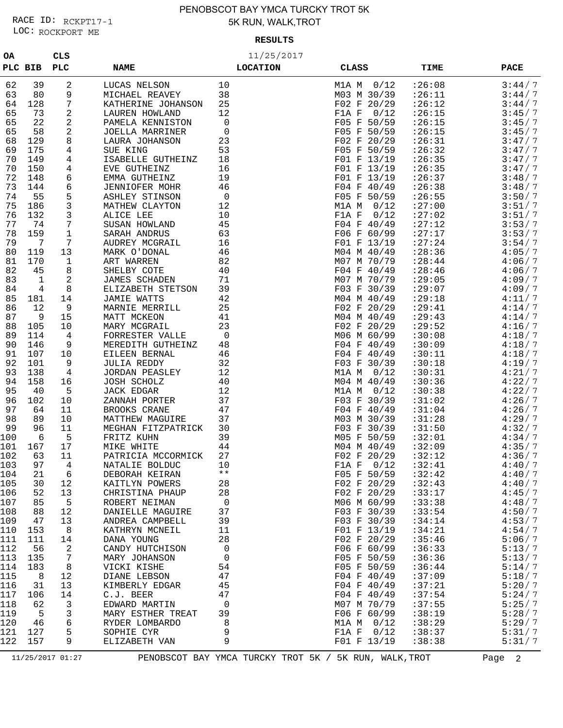# PENOBSCOT BAY YMCA TURCKY TROT 5K

5K RUN, WALK,TROT

RACE ID: RCKPT17-1
LOC: ROCKPORT ME

**RESULTS**

11/25/2017

| OA PLC | BIB | CLS PLC | NAME | | LOCATION | CLASS | TIME | PACE |
|---|---|---|---|---|---|---|---|---|
| 62 | 39 | 2 | LUCAS NELSON | 10 | | M1A M 0/12 | :26:08 | 3:44/7 |
| 63 | 80 | 9 | MICHAEL REAVEY | 38 | | M03 M 30/39 | :26:11 | 3:44/7 |
| 64 | 128 | 7 | KATHERINE JOHANSON | 25 | | F02 F 20/29 | :26:12 | 3:44/7 |
| 65 | 73 | 2 | LAUREN HOWLAND | 12 | | F1A F 0/12 | :26:15 | 3:45/7 |
| 65 | 22 | 2 | PAMELA KENNISTON | 0 | | F05 F 50/59 | :26:15 | 3:45/7 |
| 65 | 58 | 2 | JOELLA MARRINER | 0 | | F05 F 50/59 | :26:15 | 3:45/7 |
| 68 | 129 | 8 | LAURA JOHANSON | 23 | | F02 F 20/29 | :26:31 | 3:47/7 |
| 69 | 175 | 4 | SUE KING | 53 | | F05 F 50/59 | :26:32 | 3:47/7 |
| 70 | 149 | 4 | ISABELLE GUTHEINZ | 18 | | F01 F 13/19 | :26:35 | 3:47/7 |
| 70 | 150 | 4 | EVE GUTHEINZ | 16 | | F01 F 13/19 | :26:35 | 3:47/7 |
| 72 | 148 | 6 | EMMA GUTHEINZ | 19 | | F01 F 13/19 | :26:37 | 3:48/7 |
| 73 | 144 | 6 | JENNIOFER MOHR | 46 | | F04 F 40/49 | :26:38 | 3:48/7 |
| 74 | 55 | 5 | ASHLEY STINSON | 0 | | F05 F 50/59 | :26:55 | 3:50/7 |
| 75 | 186 | 3 | MATHEW CLAYTON | 12 | | M1A M 0/12 | :27:00 | 3:51/7 |
| 76 | 132 | 3 | ALICE LEE | 10 | | F1A F 0/12 | :27:02 | 3:51/7 |
| 77 | 74 | 7 | SUSAN HOWLAND | 45 | | F04 F 40/49 | :27:12 | 3:53/7 |
| 78 | 159 | 1 | SARAH ANDRUS | 63 | | F06 F 60/99 | :27:17 | 3:53/7 |
| 79 | 7 | 7 | AUDREY MCGRAIL | 16 | | F01 F 13/19 | :27:24 | 3:54/7 |
| 80 | 119 | 13 | MARK O'DONAL | 46 | | M04 M 40/49 | :28:36 | 4:05/7 |
| 81 | 170 | 1 | ART WARREN | 82 | | M07 M 70/79 | :28:44 | 4:06/7 |
| 82 | 45 | 8 | SHELBY COTE | 40 | | F04 F 40/49 | :28:46 | 4:06/7 |
| 83 | 1 | 2 | JAMES SCHADEN | 71 | | M07 M 70/79 | :29:05 | 4:09/7 |
| 84 | 4 | 8 | ELIZABETH STETSON | 39 | | F03 F 30/39 | :29:07 | 4:09/7 |
| 85 | 181 | 14 | JAMIE WATTS | 42 | | M04 M 40/49 | :29:18 | 4:11/7 |
| 86 | 12 | 9 | MARNIE MERRILL | 25 | | F02 F 20/29 | :29:41 | 4:14/7 |
| 87 | 9 | 15 | MATT MCKEON | 41 | | M04 M 40/49 | :29:43 | 4:14/7 |
| 88 | 105 | 10 | MARY MCGRAIL | 23 | | F02 F 20/29 | :29:52 | 4:16/7 |
| 89 | 114 | 4 | FORRESTER VALLE | 0 | | M06 M 60/99 | :30:08 | 4:18/7 |
| 90 | 146 | 9 | MEREDITH GUTHEINZ | 48 | | F04 F 40/49 | :30:09 | 4:18/7 |
| 91 | 107 | 10 | EILEEN BERNAL | 46 | | F04 F 40/49 | :30:11 | 4:18/7 |
| 92 | 101 | 9 | JULIA REDDY | 32 | | F03 F 30/39 | :30:18 | 4:19/7 |
| 93 | 138 | 4 | JORDAN PEASLEY | 12 | | M1A M 0/12 | :30:31 | 4:21/7 |
| 94 | 158 | 16 | JOSH SCHOLZ | 40 | | M04 M 40/49 | :30:36 | 4:22/7 |
| 95 | 40 | 5 | JACK EDGAR | 12 | | M1A M 0/12 | :30:38 | 4:22/7 |
| 96 | 102 | 10 | ZANNAH PORTER | 37 | | F03 F 30/39 | :31:02 | 4:26/7 |
| 97 | 64 | 11 | BROOKS CRANE | 47 | | F04 F 40/49 | :31:04 | 4:26/7 |
| 98 | 89 | 10 | MATTHEW MAGUIRE | 37 | | M03 M 30/39 | :31:28 | 4:29/7 |
| 99 | 96 | 11 | MEGHAN FITZPATRICK | 30 | | F03 F 30/39 | :31:50 | 4:32/7 |
| 100 | 6 | 5 | FRITZ KUHN | 39 | | M05 F 50/59 | :32:01 | 4:34/7 |
| 101 | 167 | 17 | MIKE WHITE | 44 | | M04 M 40/49 | :32:09 | 4:35/7 |
| 102 | 63 | 11 | PATRICIA MCCORMICK | 27 | | F02 F 20/29 | :32:12 | 4:36/7 |
| 103 | 97 | 4 | NATALIE BOLDUC | 10 | | F1A F 0/12 | :32:41 | 4:40/7 |
| 104 | 21 | 6 | DEBORAH KEIRAN | ** | | F05 F 50/59 | :32:42 | 4:40/7 |
| 105 | 30 | 12 | KAITLYN POWERS | 28 | | F02 F 20/29 | :32:43 | 4:40/7 |
| 106 | 52 | 13 | CHRISTINA PHAUP | 28 | | F02 F 20/29 | :33:17 | 4:45/7 |
| 107 | 85 | 5 | ROBERT NEIMAN | 0 | | M06 M 60/99 | :33:38 | 4:48/7 |
| 108 | 88 | 12 | DANIELLE MAGUIRE | 37 | | F03 F 30/39 | :33:54 | 4:50/7 |
| 109 | 47 | 13 | ANDREA CAMPBELL | 39 | | F03 F 30/39 | :34:14 | 4:53/7 |
| 110 | 153 | 8 | KATHRYN MCNEIL | 11 | | F01 F 13/19 | :34:21 | 4:54/7 |
| 111 | 111 | 14 | DANA YOUNG | 28 | | F02 F 20/29 | :35:46 | 5:06/7 |
| 112 | 56 | 2 | CANDY HUTCHISON | 0 | | F06 F 60/99 | :36:33 | 5:13/7 |
| 113 | 135 | 7 | MARY JOHANSON | 0 | | F05 F 50/59 | :36:36 | 5:13/7 |
| 114 | 183 | 8 | VICKI KISHE | 54 | | F05 F 50/59 | :36:44 | 5:14/7 |
| 115 | 8 | 12 | DIANE LEBSON | 47 | | F04 F 40/49 | :37:09 | 5:18/7 |
| 116 | 31 | 13 | KIMBERLY EDGAR | 45 | | F04 F 40/49 | :37:21 | 5:20/7 |
| 117 | 106 | 14 | C.J. BEER | 47 | | F04 F 40/49 | :37:54 | 5:24/7 |
| 118 | 62 | 3 | EDWARD MARTIN | 0 | | M07 M 70/79 | :37:55 | 5:25/7 |
| 119 | 5 | 3 | MARY ESTHER TREAT | 39 | | F06 F 60/99 | :38:19 | 5:28/7 |
| 120 | 46 | 6 | RYDER LOMBARDO | 8 | | M1A M 0/12 | :38:29 | 5:29/7 |
| 121 | 127 | 5 | SOPHIE CYR | 9 | | F1A F 0/12 | :38:37 | 5:31/7 |
| 122 | 157 | 9 | ELIZABETH VAN | 9 | | F01 F 13/19 | :38:38 | 5:31/7 |

11/25/2017 01:27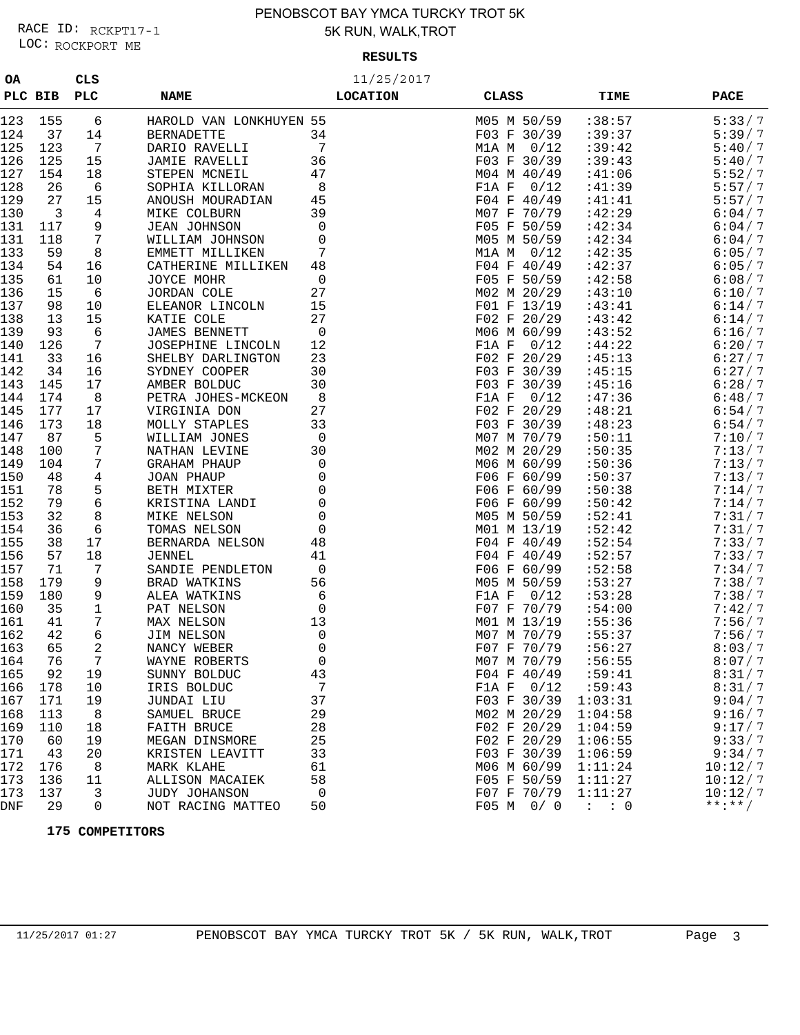# PENOBSCOT BAY YMCA TURCKY TROT 5K

5K RUN, WALK,TROT

RACE ID: RCKPT17-1

LOC: ROCKPORT ME

**RESULTS**

11/25/2017

| OA PLC | BIB | CLS PLC | NAME | | LOCATION | CLASS | TIME | PACE |
|---|---|---|---|---|---|---|---|---|
| 123 | 155 | 6 | HAROLD VAN LONKHUYEN | 55 | | M05 M 50/59 | :38:57 | 5:33/ 7 |
| 124 | 37 | 14 | BERNADETTE | 34 | | F03 F 30/39 | :39:37 | 5:39/ 7 |
| 125 | 123 | 7 | DARIO RAVELLI | 7 | | M1A M 0/12 | :39:42 | 5:40/ 7 |
| 126 | 125 | 15 | JAMIE RAVELLI | 36 | | F03 F 30/39 | :39:43 | 5:40/ 7 |
| 127 | 154 | 18 | STEPEN MCNEIL | 47 | | M04 M 40/49 | :41:06 | 5:52/ 7 |
| 128 | 26 | 6 | SOPHIA KILLORAN | 8 | | F1A F 0/12 | :41:39 | 5:57/ 7 |
| 129 | 27 | 15 | ANOUSH MOURADIAN | 45 | | F04 F 40/49 | :41:41 | 5:57/ 7 |
| 130 | 3 | 4 | MIKE COLBURN | 39 | | M07 M 70/79 | :42:29 | 6:04/ 7 |
| 131 | 117 | 9 | JEAN JOHNSON | 0 | | F05 F 50/59 | :42:34 | 6:04/ 7 |
| 131 | 118 | 7 | WILLIAM JOHNSON | 0 | | M05 M 50/59 | :42:34 | 6:04/ 7 |
| 133 | 59 | 8 | EMMETT MILLIKEN | 7 | | M1A M 0/12 | :42:35 | 6:05/ 7 |
| 134 | 54 | 16 | CATHERINE MILLIKEN | 48 | | F04 F 40/49 | :42:37 | 6:05/ 7 |
| 135 | 61 | 10 | JOYCE MOHR | 0 | | F05 F 50/59 | :42:58 | 6:08/ 7 |
| 136 | 15 | 6 | JORDAN COLE | 27 | | M02 M 20/29 | :43:10 | 6:10/ 7 |
| 137 | 98 | 10 | ELEANOR LINCOLN | 15 | | F01 F 13/19 | :43:41 | 6:14/ 7 |
| 138 | 13 | 15 | KATIE COLE | 27 | | F02 F 20/29 | :43:42 | 6:14/ 7 |
| 139 | 93 | 6 | JAMES BENNETT | 0 | | M06 M 60/99 | :43:52 | 6:16/ 7 |
| 140 | 126 | 7 | JOSEPHINE LINCOLN | 12 | | F1A F 0/12 | :44:22 | 6:20/ 7 |
| 141 | 33 | 16 | SHELBY DARLINGTON | 23 | | F02 F 20/29 | :45:13 | 6:27/ 7 |
| 142 | 34 | 16 | SYDNEY COOPER | 30 | | F03 F 30/39 | :45:15 | 6:27/ 7 |
| 143 | 145 | 17 | AMBER BOLDUC | 30 | | F03 F 30/39 | :45:16 | 6:28/ 7 |
| 144 | 174 | 8 | PETRA JOHES-MCKEON | 8 | | F1A F 0/12 | :47:36 | 6:48/ 7 |
| 145 | 177 | 17 | VIRGINIA DON | 27 | | F02 F 20/29 | :48:21 | 6:54/ 7 |
| 146 | 173 | 18 | MOLLY STAPLES | 33 | | F03 F 30/39 | :48:23 | 6:54/ 7 |
| 147 | 87 | 5 | WILLIAM JONES | 0 | | M07 M 70/79 | :50:11 | 7:10/ 7 |
| 148 | 100 | 7 | NATHAN LEVINE | 30 | | M02 M 20/29 | :50:35 | 7:13/ 7 |
| 149 | 104 | 7 | GRAHAM PHAUP | 0 | | M06 M 60/99 | :50:36 | 7:13/ 7 |
| 150 | 48 | 4 | JOAN PHAUP | 0 | | F06 F 60/99 | :50:37 | 7:13/ 7 |
| 151 | 78 | 5 | BETH MIXTER | 0 | | F06 F 60/99 | :50:38 | 7:14/ 7 |
| 152 | 79 | 6 | KRISTINA LANDI | 0 | | F06 F 60/99 | :50:42 | 7:14/ 7 |
| 153 | 32 | 8 | MIKE NELSON | 0 | | M05 M 50/59 | :52:41 | 7:31/ 7 |
| 154 | 36 | 6 | TOMAS NELSON | 0 | | M01 M 13/19 | :52:42 | 7:31/ 7 |
| 155 | 38 | 17 | BERNARDA NELSON | 48 | | F04 F 40/49 | :52:54 | 7:33/ 7 |
| 156 | 57 | 18 | JENNEL | 41 | | F04 F 40/49 | :52:57 | 7:33/ 7 |
| 157 | 71 | 7 | SANDIE PENDLETON | 0 | | F06 F 60/99 | :52:58 | 7:34/ 7 |
| 158 | 179 | 9 | BRAD WATKINS | 56 | | M05 M 50/59 | :53:27 | 7:38/ 7 |
| 159 | 180 | 9 | ALEA WATKINS | 6 | | F1A F 0/12 | :53:28 | 7:38/ 7 |
| 160 | 35 | 1 | PAT NELSON | 0 | | F07 F 70/79 | :54:00 | 7:42/ 7 |
| 161 | 41 | 7 | MAX NELSON | 13 | | M01 M 13/19 | :55:36 | 7:56/ 7 |
| 162 | 42 | 6 | JIM NELSON | 0 | | M07 M 70/79 | :55:37 | 7:56/ 7 |
| 163 | 65 | 2 | NANCY WEBER | 0 | | F07 F 70/79 | :56:27 | 8:03/ 7 |
| 164 | 76 | 7 | WAYNE ROBERTS | 0 | | M07 M 70/79 | :56:55 | 8:07/ 7 |
| 165 | 92 | 19 | SUNNY BOLDUC | 43 | | F04 F 40/49 | :59:41 | 8:31/ 7 |
| 166 | 178 | 10 | IRIS BOLDUC | 7 | | F1A F 0/12 | :59:43 | 8:31/ 7 |
| 167 | 171 | 19 | JUNDAI LIU | 37 | | F03 F 30/39 | 1:03:31 | 9:04/ 7 |
| 168 | 113 | 8 | SAMUEL BRUCE | 29 | | M02 M 20/29 | 1:04:58 | 9:16/ 7 |
| 169 | 110 | 18 | FAITH BRUCE | 28 | | F02 F 20/29 | 1:04:59 | 9:17/ 7 |
| 170 | 60 | 19 | MEGAN DINSMORE | 25 | | F02 F 20/29 | 1:06:55 | 9:33/ 7 |
| 171 | 43 | 20 | KRISTEN LEAVITT | 33 | | F03 F 30/39 | 1:06:59 | 9:34/ 7 |
| 172 | 176 | 8 | MARK KLAHE | 61 | | M06 M 60/99 | 1:11:24 | 10:12/ 7 |
| 173 | 136 | 11 | ALLISON MACAIEK | 58 | | F05 F 50/59 | 1:11:27 | 10:12/ 7 |
| 173 | 137 | 3 | JUDY JOHANSON | 0 | | F07 F 70/79 | 1:11:27 | 10:12/ 7 |
| DNF | 29 | 0 | NOT RACING MATTEO | 50 | | F05 M 0/ 0 | : : 0 | **:**/ |

**175 COMPETITORS**